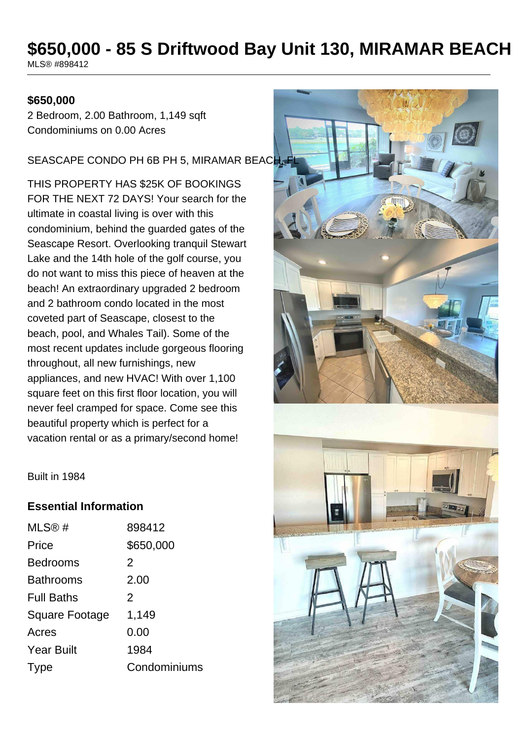# $650,000 - 85 S Driftwood Bay Unit 130, MIRAMAR BEACH

MLS® #898412

**$650,000**

2 Bedroom, 2.00 Bathroom, 1,149 sqft
Condominiums on 0.00 Acres

SEASCAPE CONDO PH 6B PH 5, MIRAMAR BEACH, FL

THIS PROPERTY HAS $25K OF BOOKINGS FOR THE NEXT 72 DAYS! Your search for the ultimate in coastal living is over with this condominium, behind the guarded gates of the Seascape Resort. Overlooking tranquil Stewart Lake and the 14th hole of the golf course, you do not want to miss this piece of heaven at the beach! An extraordinary upgraded 2 bedroom and 2 bathroom condo located in the most coveted part of Seascape, closest to the beach, pool, and Whales Tail). Some of the most recent updates include gorgeous flooring throughout, all new furnishings, new appliances, and new HVAC! With over 1,100 square feet on this first floor location, you will never feel cramped for space. Come see this beautiful property which is perfect for a vacation rental or as a primary/second home!

Built in 1984

## Essential Information

| | |
|---|---|
| MLS® # | 898412 |
| Price | $650,000 |
| Bedrooms | 2 |
| Bathrooms | 2.00 |
| Full Baths | 2 |
| Square Footage | 1,149 |
| Acres | 0.00 |
| Year Built | 1984 |
| Type | Condominiums |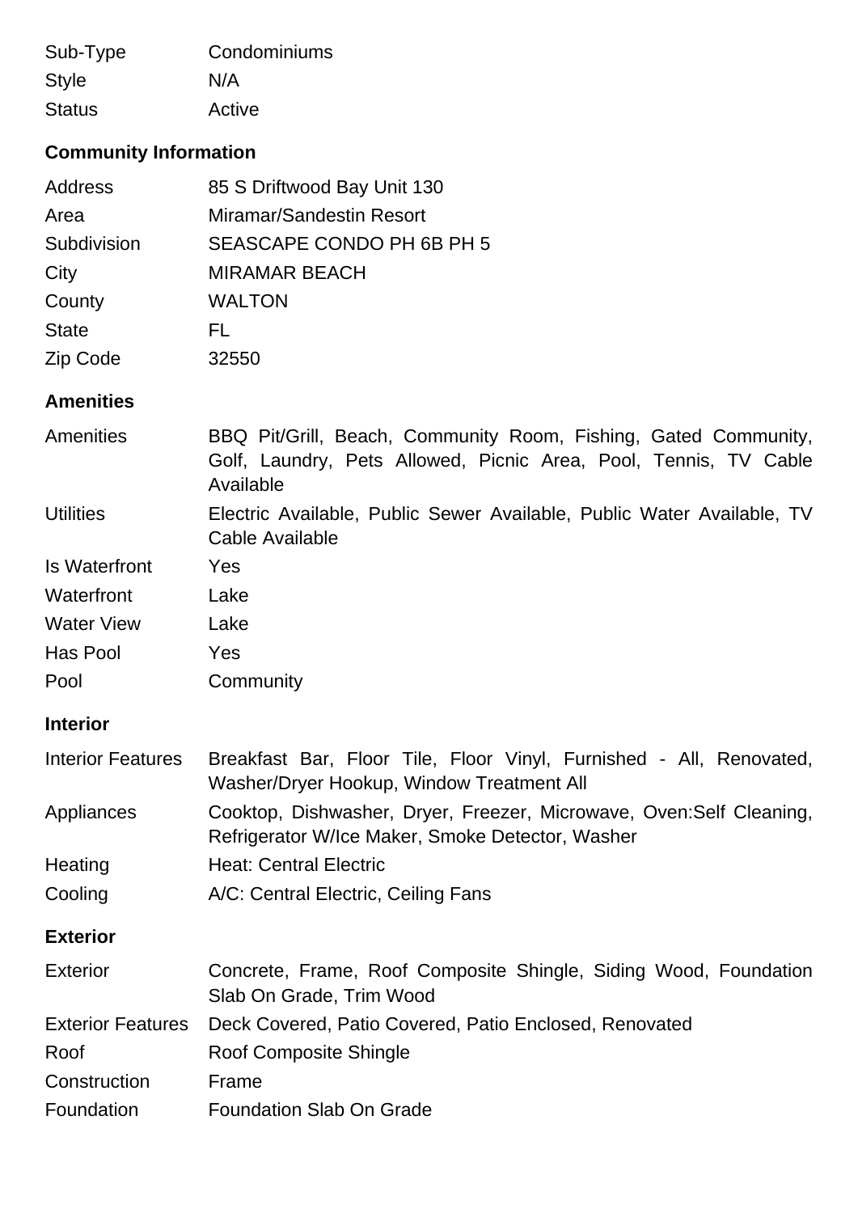| | |
|---|---|
| Sub-Type | Condominiums |
| Style | N/A |
| Status | Active |

### Community Information

| | |
|---|---|
| Address | 85 S Driftwood Bay Unit 130 |
| Area | Miramar/Sandestin Resort |
| Subdivision | SEASCAPE CONDO PH 6B PH 5 |
| City | MIRAMAR BEACH |
| County | WALTON |
| State | FL |
| Zip Code | 32550 |

### Amenities

| | |
|---|---|
| Amenities | BBQ Pit/Grill, Beach, Community Room, Fishing, Gated Community, Golf, Laundry, Pets Allowed, Picnic Area, Pool, Tennis, TV Cable Available |
| Utilities | Electric Available, Public Sewer Available, Public Water Available, TV Cable Available |
| Is Waterfront | Yes |
| Waterfront | Lake |
| Water View | Lake |
| Has Pool | Yes |
| Pool | Community |

### Interior

| | |
|---|---|
| Interior Features | Breakfast Bar, Floor Tile, Floor Vinyl, Furnished - All, Renovated, Washer/Dryer Hookup, Window Treatment All |
| Appliances | Cooktop, Dishwasher, Dryer, Freezer, Microwave, Oven:Self Cleaning, Refrigerator W/Ice Maker, Smoke Detector, Washer |
| Heating | Heat: Central Electric |
| Cooling | A/C: Central Electric, Ceiling Fans |

### Exterior

| | |
|---|---|
| Exterior | Concrete, Frame, Roof Composite Shingle, Siding Wood, Foundation Slab On Grade, Trim Wood |
| Exterior Features | Deck Covered, Patio Covered, Patio Enclosed, Renovated |
| Roof | Roof Composite Shingle |
| Construction | Frame |
| Foundation | Foundation Slab On Grade |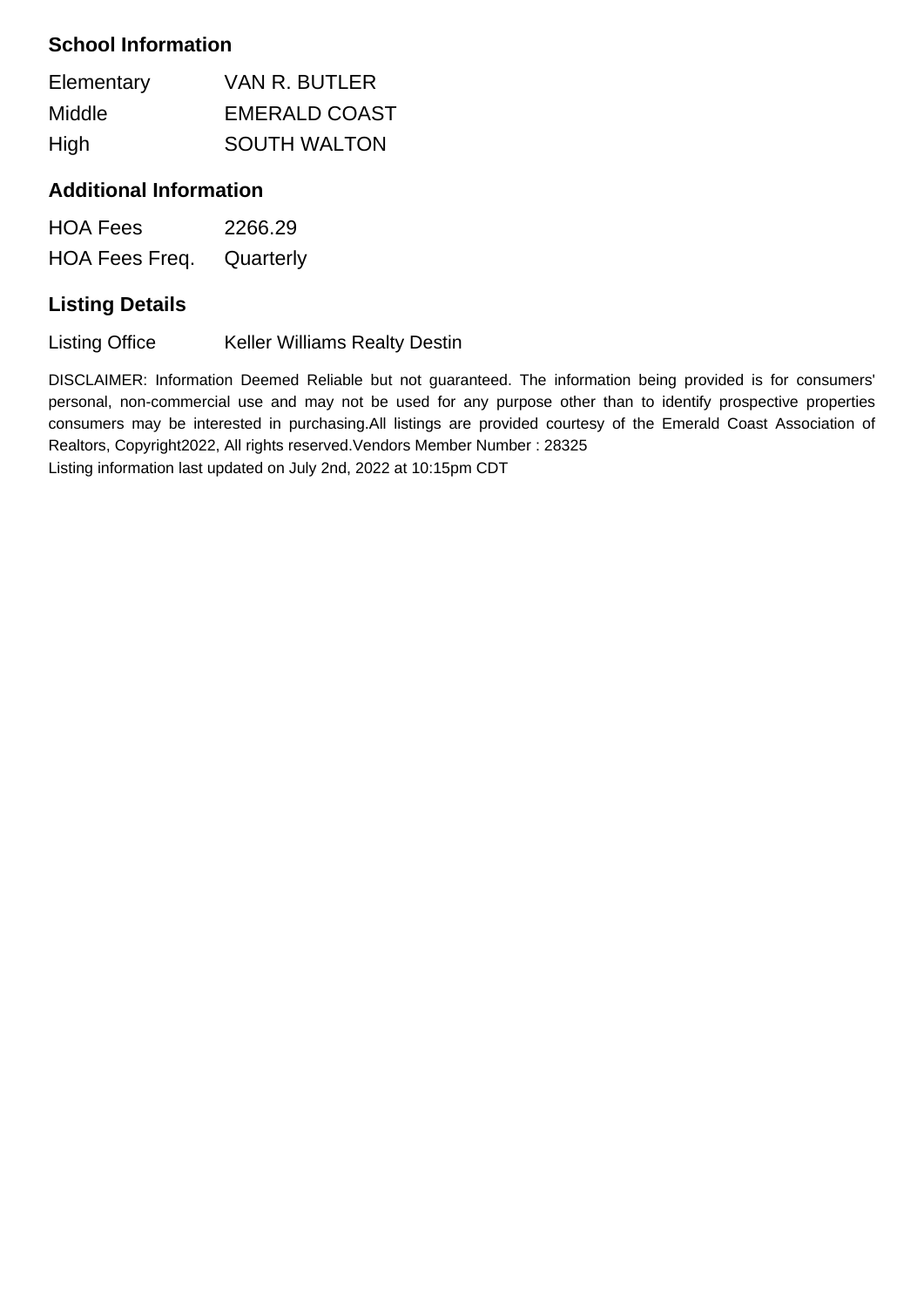## School Information

| | |
|---|---|
| Elementary | VAN R. BUTLER |
| Middle | EMERALD COAST |
| High | SOUTH WALTON |

## Additional Information

| | |
|---|---|
| HOA Fees | 2266.29 |
| HOA Fees Freq. | Quarterly |

## Listing Details

| | |
|---|---|
| Listing Office | Keller Williams Realty Destin |

DISCLAIMER: Information Deemed Reliable but not guaranteed. The information being provided is for consumers' personal, non-commercial use and may not be used for any purpose other than to identify prospective properties consumers may be interested in purchasing.All listings are provided courtesy of the Emerald Coast Association of Realtors, Copyright2022, All rights reserved.Vendors Member Number : 28325

Listing information last updated on July 2nd, 2022 at 10:15pm CDT